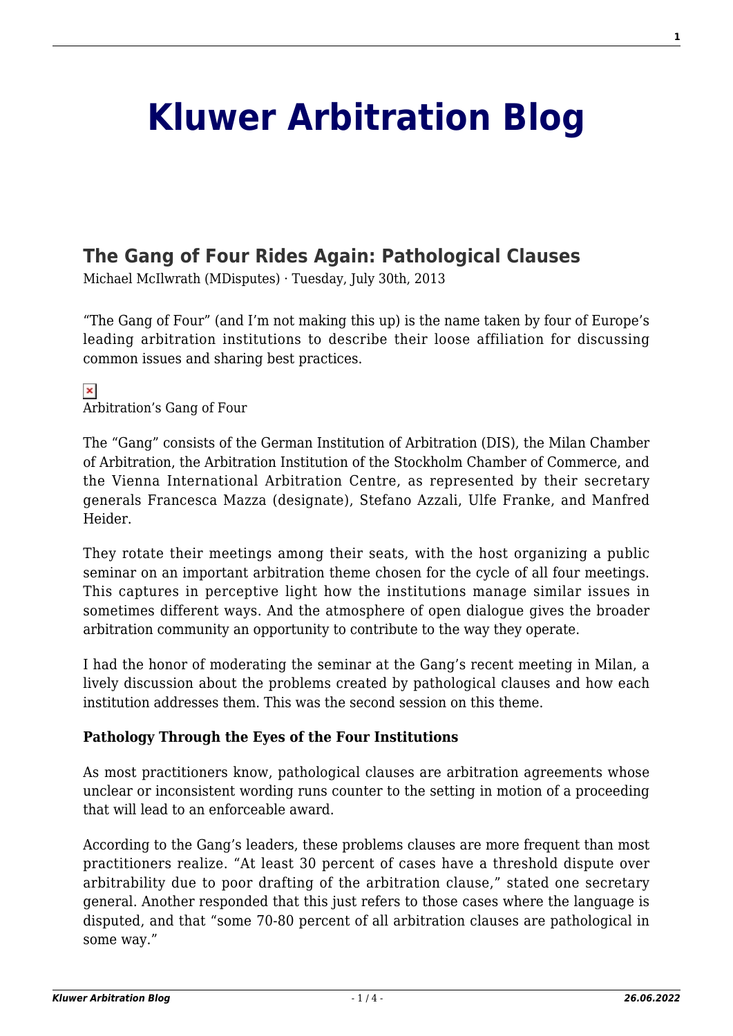# Kluwer Arbitration Blog

## The Gang of Four Rides Again: Pathological Clauses

Michael McIlwrath (MDisputes) · Tuesday, July 30th, 2013

"The Gang of Four" (and I'm not making this up) is the name taken by four of Europe's leading arbitration institutions to describe their loose affiliation for discussing common issues and sharing best practices.

Arbitration's Gang of Four

The "Gang" consists of the German Institution of Arbitration (DIS), the Milan Chamber of Arbitration, the Arbitration Institution of the Stockholm Chamber of Commerce, and the Vienna International Arbitration Centre, as represented by their secretary generals Francesca Mazza (designate), Stefano Azzali, Ulfe Franke, and Manfred Heider.

They rotate their meetings among their seats, with the host organizing a public seminar on an important arbitration theme chosen for the cycle of all four meetings. This captures in perceptive light how the institutions manage similar issues in sometimes different ways. And the atmosphere of open dialogue gives the broader arbitration community an opportunity to contribute to the way they operate.

I had the honor of moderating the seminar at the Gang's recent meeting in Milan, a lively discussion about the problems created by pathological clauses and how each institution addresses them. This was the second session on this theme.

**Pathology Through the Eyes of the Four Institutions**

As most practitioners know, pathological clauses are arbitration agreements whose unclear or inconsistent wording runs counter to the setting in motion of a proceeding that will lead to an enforceable award.

According to the Gang's leaders, these problems clauses are more frequent than most practitioners realize. "At least 30 percent of cases have a threshold dispute over arbitrability due to poor drafting of the arbitration clause," stated one secretary general. Another responded that this just refers to those cases where the language is disputed, and that "some 70-80 percent of all arbitration clauses are pathological in some way."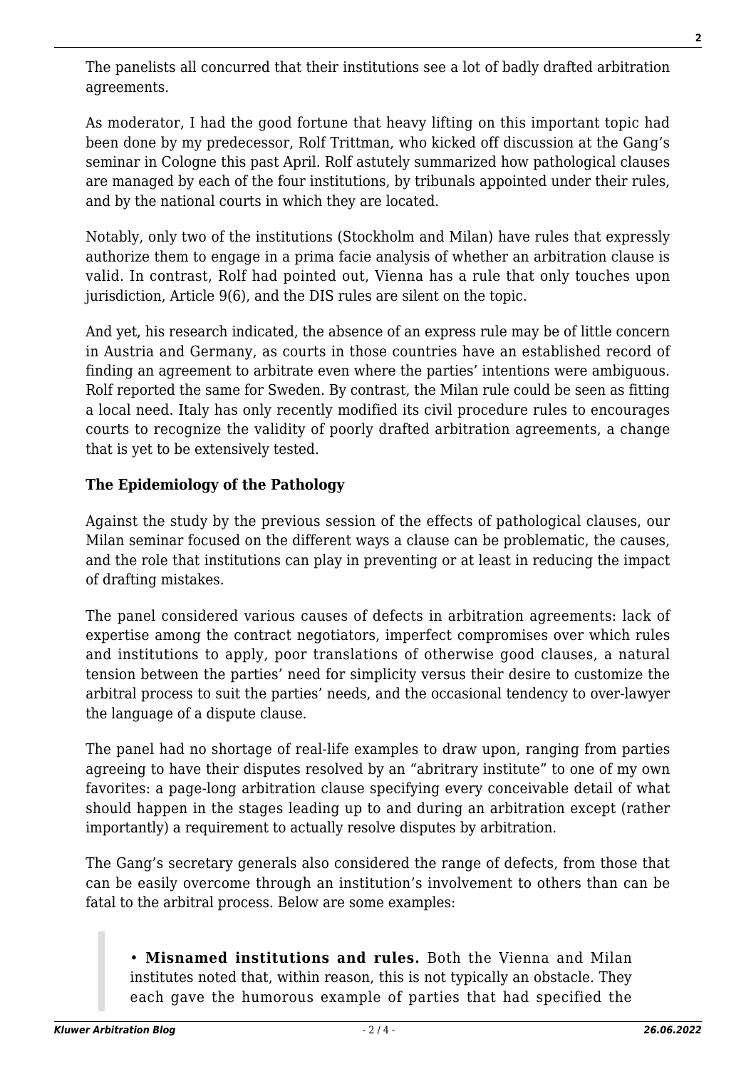The panelists all concurred that their institutions see a lot of badly drafted arbitration agreements.

As moderator, I had the good fortune that heavy lifting on this important topic had been done by my predecessor, Rolf Trittman, who kicked off discussion at the Gang's seminar in Cologne this past April. Rolf astutely summarized how pathological clauses are managed by each of the four institutions, by tribunals appointed under their rules, and by the national courts in which they are located.

Notably, only two of the institutions (Stockholm and Milan) have rules that expressly authorize them to engage in a prima facie analysis of whether an arbitration clause is valid. In contrast, Rolf had pointed out, Vienna has a rule that only touches upon jurisdiction, Article 9(6), and the DIS rules are silent on the topic.

And yet, his research indicated, the absence of an express rule may be of little concern in Austria and Germany, as courts in those countries have an established record of finding an agreement to arbitrate even where the parties' intentions were ambiguous. Rolf reported the same for Sweden. By contrast, the Milan rule could be seen as fitting a local need. Italy has only recently modified its civil procedure rules to encourages courts to recognize the validity of poorly drafted arbitration agreements, a change that is yet to be extensively tested.

### The Epidemiology of the Pathology

Against the study by the previous session of the effects of pathological clauses, our Milan seminar focused on the different ways a clause can be problematic, the causes, and the role that institutions can play in preventing or at least in reducing the impact of drafting mistakes.

The panel considered various causes of defects in arbitration agreements: lack of expertise among the contract negotiators, imperfect compromises over which rules and institutions to apply, poor translations of otherwise good clauses, a natural tension between the parties' need for simplicity versus their desire to customize the arbitral process to suit the parties' needs, and the occasional tendency to over-lawyer the language of a dispute clause.

The panel had no shortage of real-life examples to draw upon, ranging from parties agreeing to have their disputes resolved by an "abritrary institute" to one of my own favorites: a page-long arbitration clause specifying every conceivable detail of what should happen in the stages leading up to and during an arbitration except (rather importantly) a requirement to actually resolve disputes by arbitration.

The Gang's secretary generals also considered the range of defects, from those that can be easily overcome through an institution's involvement to others than can be fatal to the arbitral process. Below are some examples:

> • **Misnamed institutions and rules.** Both the Vienna and Milan institutes noted that, within reason, this is not typically an obstacle. They each gave the humorous example of parties that had specified the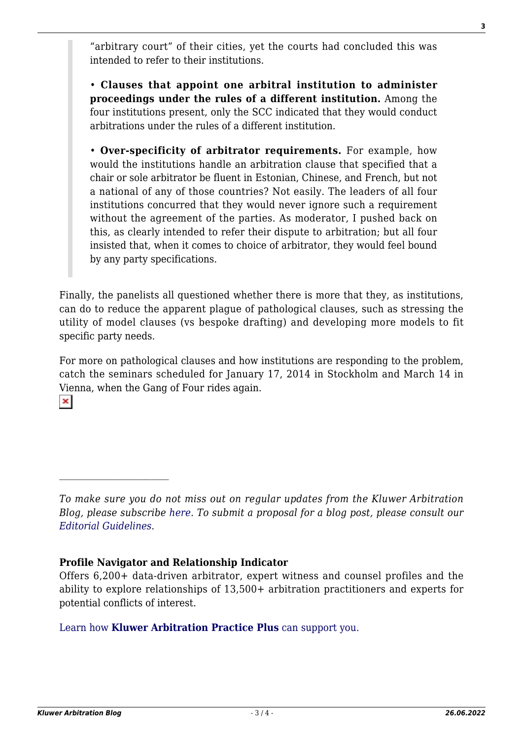> "arbitrary court" of their cities, yet the courts had concluded this was intended to refer to their institutions.
>
> • **Clauses that appoint one arbitral institution to administer proceedings under the rules of a different institution.** Among the four institutions present, only the SCC indicated that they would conduct arbitrations under the rules of a different institution.
>
> • **Over-specificity of arbitrator requirements.** For example, how would the institutions handle an arbitration clause that specified that a chair or sole arbitrator be fluent in Estonian, Chinese, and French, but not a national of any of those countries? Not easily. The leaders of all four institutions concurred that they would never ignore such a requirement without the agreement of the parties. As moderator, I pushed back on this, as clearly intended to refer their dispute to arbitration; but all four insisted that, when it comes to choice of arbitrator, they would feel bound by any party specifications.

Finally, the panelists all questioned whether there is more that they, as institutions, can do to reduce the apparent plague of pathological clauses, such as stressing the utility of model clauses (vs bespoke drafting) and developing more models to fit specific party needs.

For more on pathological clauses and how institutions are responding to the problem, catch the seminars scheduled for January 17, 2014 in Stockholm and March 14 in Vienna, when the Gang of Four rides again.

---

*To make sure you do not miss out on regular updates from the Kluwer Arbitration Blog, please subscribe here. To submit a proposal for a blog post, please consult our Editorial Guidelines.*

**Profile Navigator and Relationship Indicator**

Offers 6,200+ data-driven arbitrator, expert witness and counsel profiles and the ability to explore relationships of 13,500+ arbitration practitioners and experts for potential conflicts of interest.

Learn how **Kluwer Arbitration Practice Plus** can support you.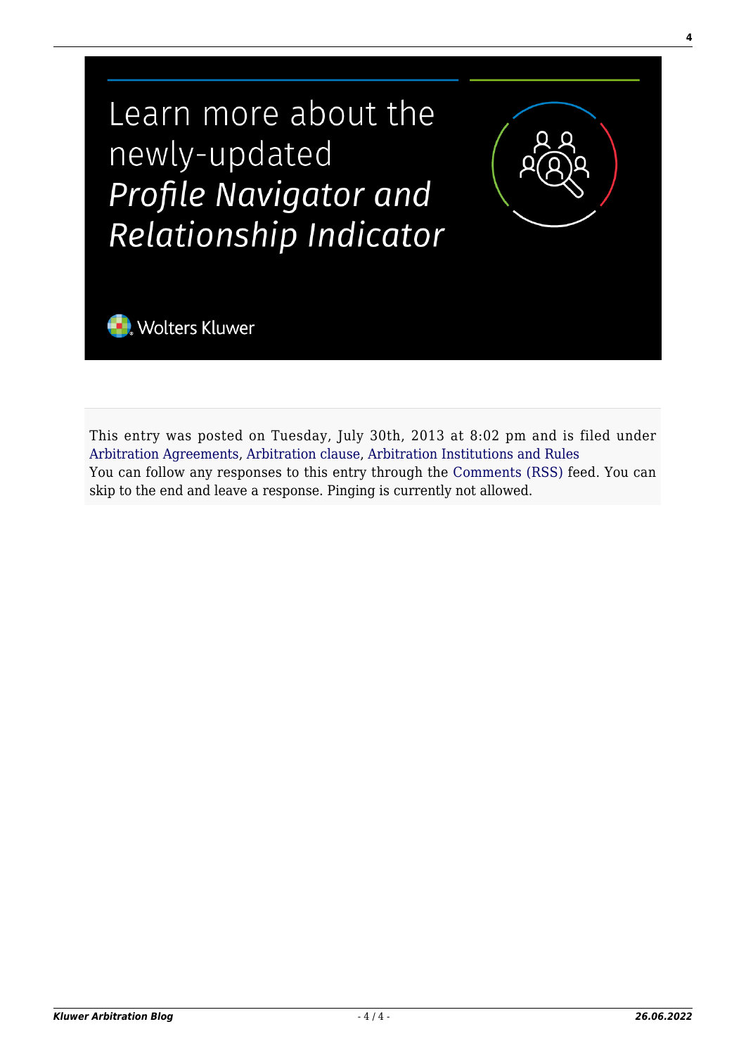Learn more about the newly-updated *Profile Navigator and Relationship Indicator*

Wolters Kluwer

This entry was posted on Tuesday, July 30th, 2013 at 8:02 pm and is filed under Arbitration Agreements, Arbitration clause, Arbitration Institutions and Rules
You can follow any responses to this entry through the Comments (RSS) feed. You can skip to the end and leave a response. Pinging is currently not allowed.